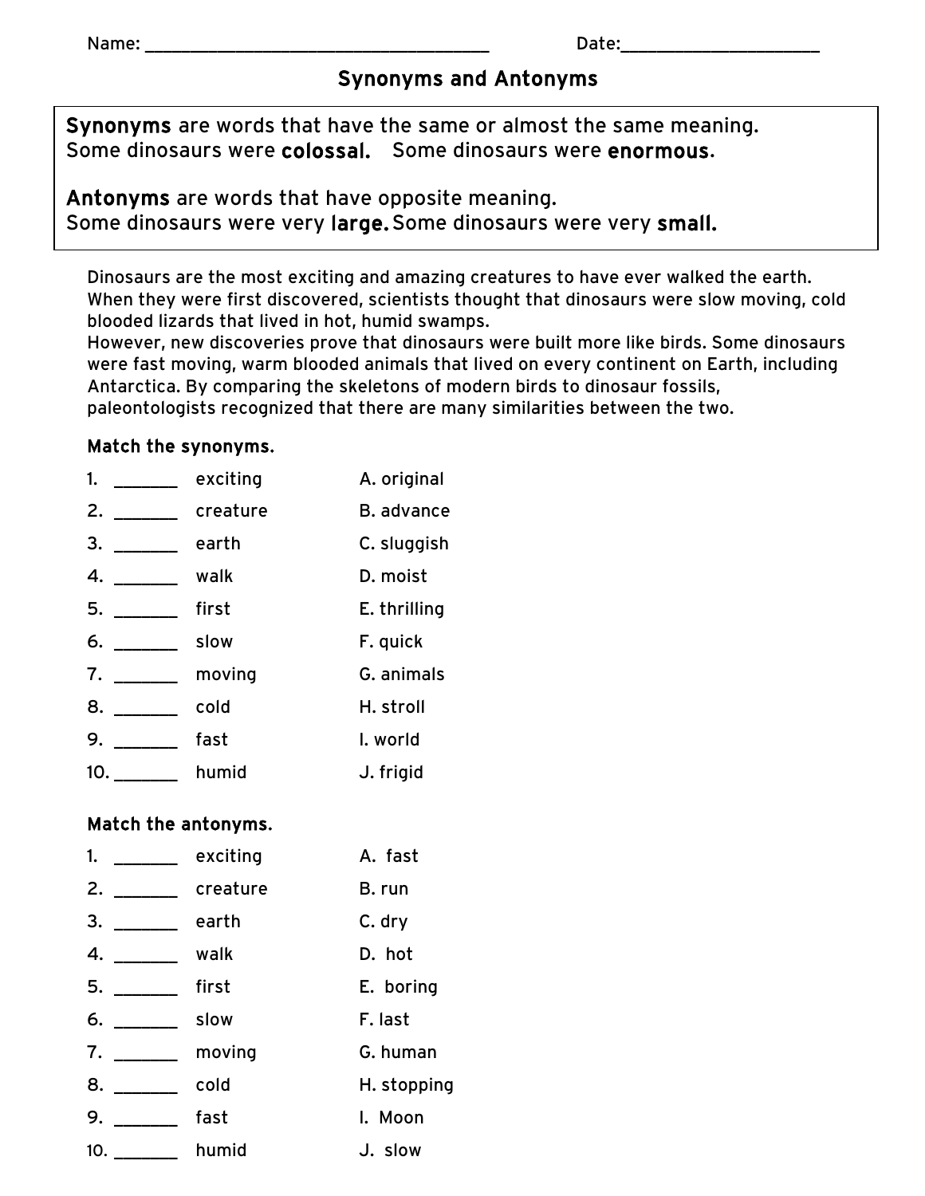Name: ______________________________ Date: ____________________

# Synonyms and Antonyms

**Synonyms** are words that have the same or almost the same meaning.
Some dinosaurs were **colossal.** Some dinosaurs were **enormous.**

**Antonyms** are words that have opposite meaning.
Some dinosaurs were very **large.** Some dinosaurs were very **small.**

Dinosaurs are the most exciting and amazing creatures to have ever walked the earth. When they were first discovered, scientists thought that dinosaurs were slow moving, cold blooded lizards that lived in hot, humid swamps.
However, new discoveries prove that dinosaurs were built more like birds. Some dinosaurs were fast moving, warm blooded animals that lived on every continent on Earth, including Antarctica. By comparing the skeletons of modern birds to dinosaur fossils, paleontologists recognized that there are many similarities between the two.

**Match the synonyms.**

| | | |
|---|---|---|
| 1. ______ | exciting | A. original |
| 2. ______ | creature | B. advance |
| 3. ______ | earth | C. sluggish |
| 4. ______ | walk | D. moist |
| 5. ______ | first | E. thrilling |
| 6. ______ | slow | F. quick |
| 7. ______ | moving | G. animals |
| 8. ______ | cold | H. stroll |
| 9. ______ | fast | I. world |
| 10. ______ | humid | J. frigid |

**Match the antonyms.**

| | | |
|---|---|---|
| 1. ______ | exciting | A. fast |
| 2. ______ | creature | B. run |
| 3. ______ | earth | C. dry |
| 4. ______ | walk | D. hot |
| 5. ______ | first | E. boring |
| 6. ______ | slow | F. last |
| 7. ______ | moving | G. human |
| 8. ______ | cold | H. stopping |
| 9. ______ | fast | I. Moon |
| 10. ______ | humid | J. slow |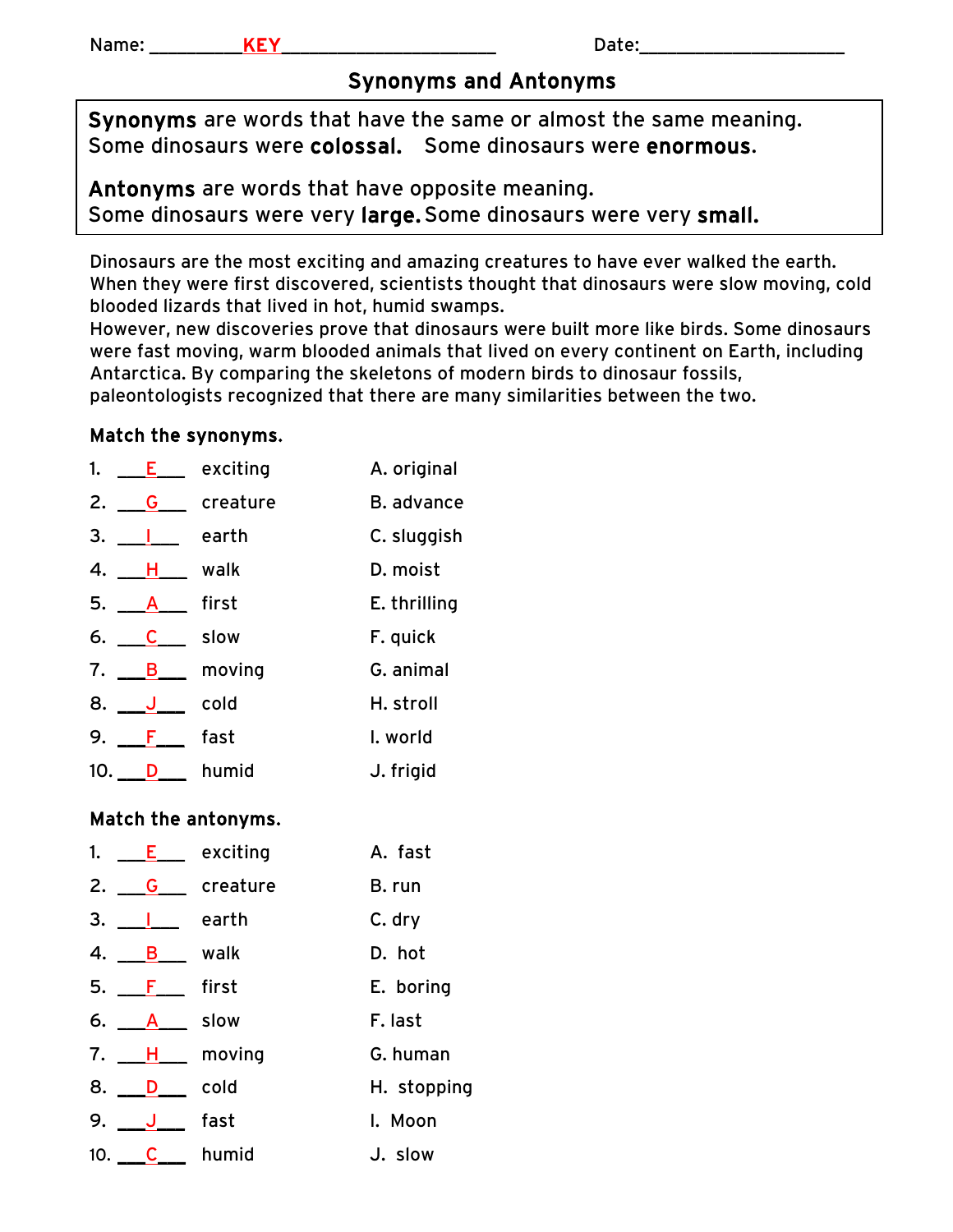Name: \_\_\_\_\_\_\_\_\_\_KEY\_\_\_\_\_\_\_\_\_\_\_\_\_\_\_\_\_\_\_\_\_\_ Date:\_\_\_\_\_\_\_\_\_\_\_\_\_\_\_\_\_\_\_\_\_

## Synonyms and Antonyms

**Synonyms** are words that have the same or almost the same meaning.
Some dinosaurs were **colossal.** Some dinosaurs were **enormous**.

**Antonyms** are words that have opposite meaning.
Some dinosaurs were very **large.** Some dinosaurs were very **small.**

Dinosaurs are the most exciting and amazing creatures to have ever walked the earth. When they were first discovered, scientists thought that dinosaurs were slow moving, cold blooded lizards that lived in hot, humid swamps.
However, new discoveries prove that dinosaurs were built more like birds. Some dinosaurs were fast moving, warm blooded animals that lived on every continent on Earth, including Antarctica. By comparing the skeletons of modern birds to dinosaur fossils, paleontologists recognized that there are many similarities between the two.

**Match the synonyms.**

1. \_\_\_E\_\_\_ exciting — A. original
2. \_\_\_G\_\_\_ creature — B. advance
3. \_\_\_I\_\_\_ earth — C. sluggish
4. \_\_\_H\_\_\_ walk — D. moist
5. \_\_\_A\_\_\_ first — E. thrilling
6. \_\_\_C\_\_\_ slow — F. quick
7. \_\_\_B\_\_\_ moving — G. animal
8. \_\_\_J\_\_\_ cold — H. stroll
9. \_\_\_F\_\_\_ fast — I. world
10. \_\_\_D\_\_\_ humid — J. frigid

**Match the antonyms.**

1. \_\_\_E\_\_\_ exciting — A. fast
2. \_\_\_G\_\_\_ creature — B. run
3. \_\_\_I\_\_\_ earth — C. dry
4. \_\_\_B\_\_\_ walk — D. hot
5. \_\_\_F\_\_\_ first — E. boring
6. \_\_\_A\_\_\_ slow — F. last
7. \_\_\_H\_\_\_ moving — G. human
8. \_\_\_D\_\_\_ cold — H. stopping
9. \_\_\_J\_\_\_ fast — I. Moon
10. \_\_\_C\_\_\_ humid — J. slow